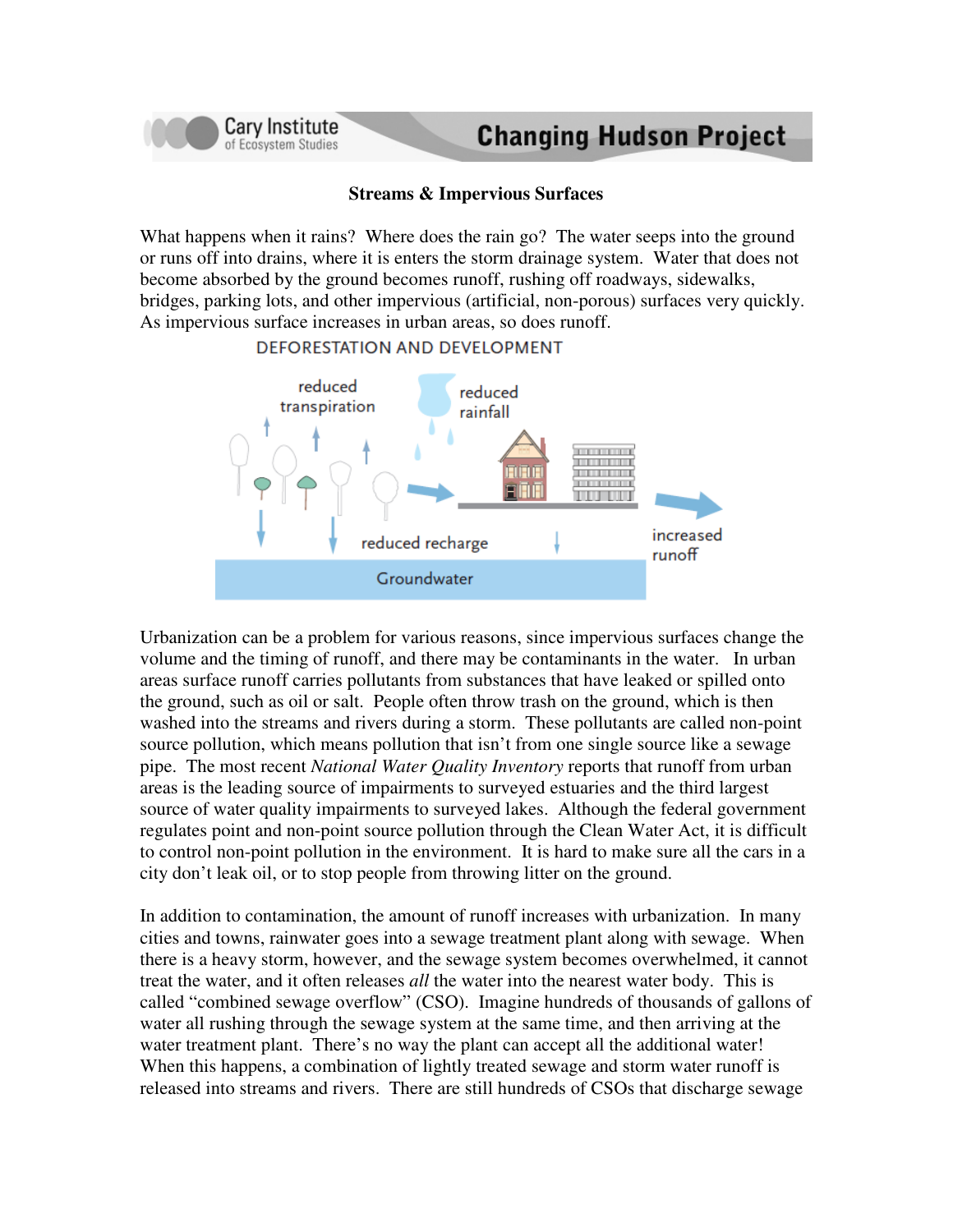Cary Institute of Ecosystem Studies — Changing Hudson Project

## Streams & Impervious Surfaces

What happens when it rains? Where does the rain go? The water seeps into the ground or runs off into drains, where it is enters the storm drainage system. Water that does not become absorbed by the ground becomes runoff, rushing off roadways, sidewalks, bridges, parking lots, and other impervious (artificial, non-porous) surfaces very quickly. As impervious surface increases in urban areas, so does runoff.

DEFORESTATION AND DEVELOPMENT

reduced transpiration

reduced rainfall

reduced recharge

Groundwater

increased runoff

Urbanization can be a problem for various reasons, since impervious surfaces change the volume and the timing of runoff, and there may be contaminants in the water. In urban areas surface runoff carries pollutants from substances that have leaked or spilled onto the ground, such as oil or salt. People often throw trash on the ground, which is then washed into the streams and rivers during a storm. These pollutants are called non-point source pollution, which means pollution that isn't from one single source like a sewage pipe. The most recent *National Water Quality Inventory* reports that runoff from urban areas is the leading source of impairments to surveyed estuaries and the third largest source of water quality impairments to surveyed lakes. Although the federal government regulates point and non-point source pollution through the Clean Water Act, it is difficult to control non-point pollution in the environment. It is hard to make sure all the cars in a city don't leak oil, or to stop people from throwing litter on the ground.

In addition to contamination, the amount of runoff increases with urbanization. In many cities and towns, rainwater goes into a sewage treatment plant along with sewage. When there is a heavy storm, however, and the sewage system becomes overwhelmed, it cannot treat the water, and it often releases *all* the water into the nearest water body. This is called "combined sewage overflow" (CSO). Imagine hundreds of thousands of gallons of water all rushing through the sewage system at the same time, and then arriving at the water treatment plant. There's no way the plant can accept all the additional water! When this happens, a combination of lightly treated sewage and storm water runoff is released into streams and rivers. There are still hundreds of CSOs that discharge sewage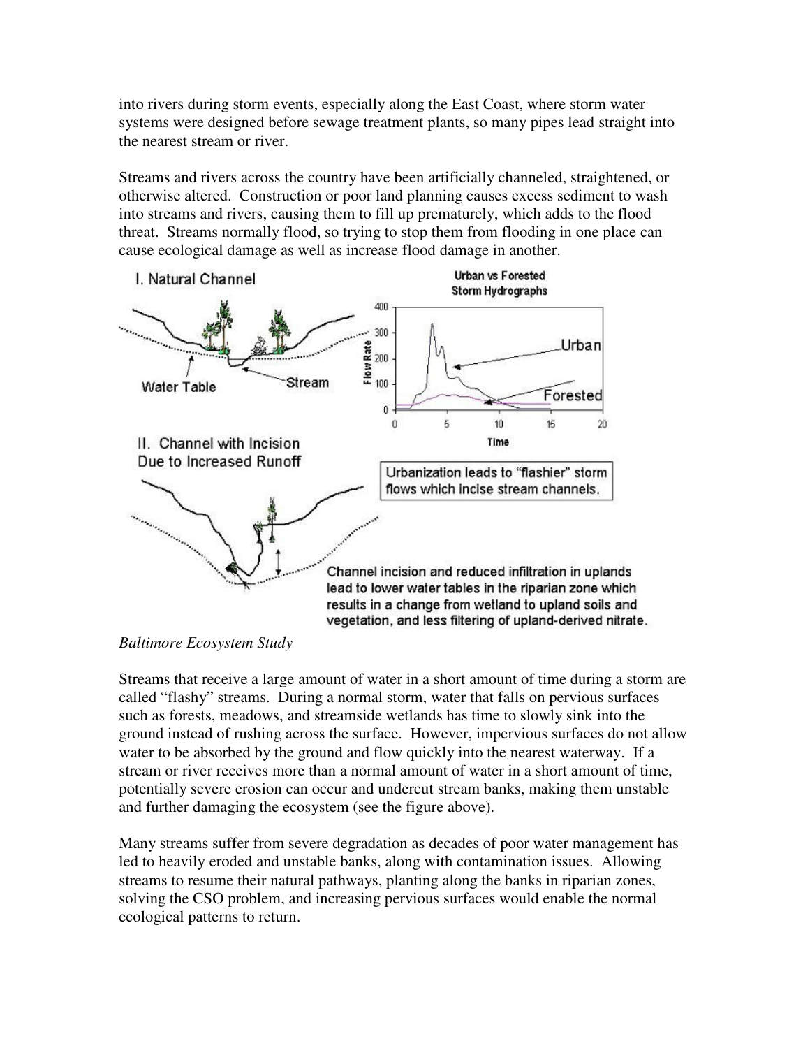into rivers during storm events, especially along the East Coast, where storm water systems were designed before sewage treatment plants, so many pipes lead straight into the nearest stream or river.

Streams and rivers across the country have been artificially channeled, straightened, or otherwise altered. Construction or poor land planning causes excess sediment to wash into streams and rivers, causing them to fill up prematurely, which adds to the flood threat. Streams normally flood, so trying to stop them from flooding in one place can cause ecological damage as well as increase flood damage in another.

I. Natural Channel

Water Table

Stream

Urban vs Forested
Storm Hydrographs

400
300
200
100
0

Flow Rate

0 5 10 15 20

Time

Urban

Forested

II. Channel with Incision Due to Increased Runoff

Urbanization leads to "flashier" storm flows which incise stream channels.

Channel incision and reduced infiltration in uplands lead to lower water tables in the riparian zone which results in a change from wetland to upland soils and vegetation, and less filtering of upland-derived nitrate.

*Baltimore Ecosystem Study*

Streams that receive a large amount of water in a short amount of time during a storm are called "flashy" streams. During a normal storm, water that falls on pervious surfaces such as forests, meadows, and streamside wetlands has time to slowly sink into the ground instead of rushing across the surface. However, impervious surfaces do not allow water to be absorbed by the ground and flow quickly into the nearest waterway. If a stream or river receives more than a normal amount of water in a short amount of time, potentially severe erosion can occur and undercut stream banks, making them unstable and further damaging the ecosystem (see the figure above).

Many streams suffer from severe degradation as decades of poor water management has led to heavily eroded and unstable banks, along with contamination issues. Allowing streams to resume their natural pathways, planting along the banks in riparian zones, solving the CSO problem, and increasing pervious surfaces would enable the normal ecological patterns to return.